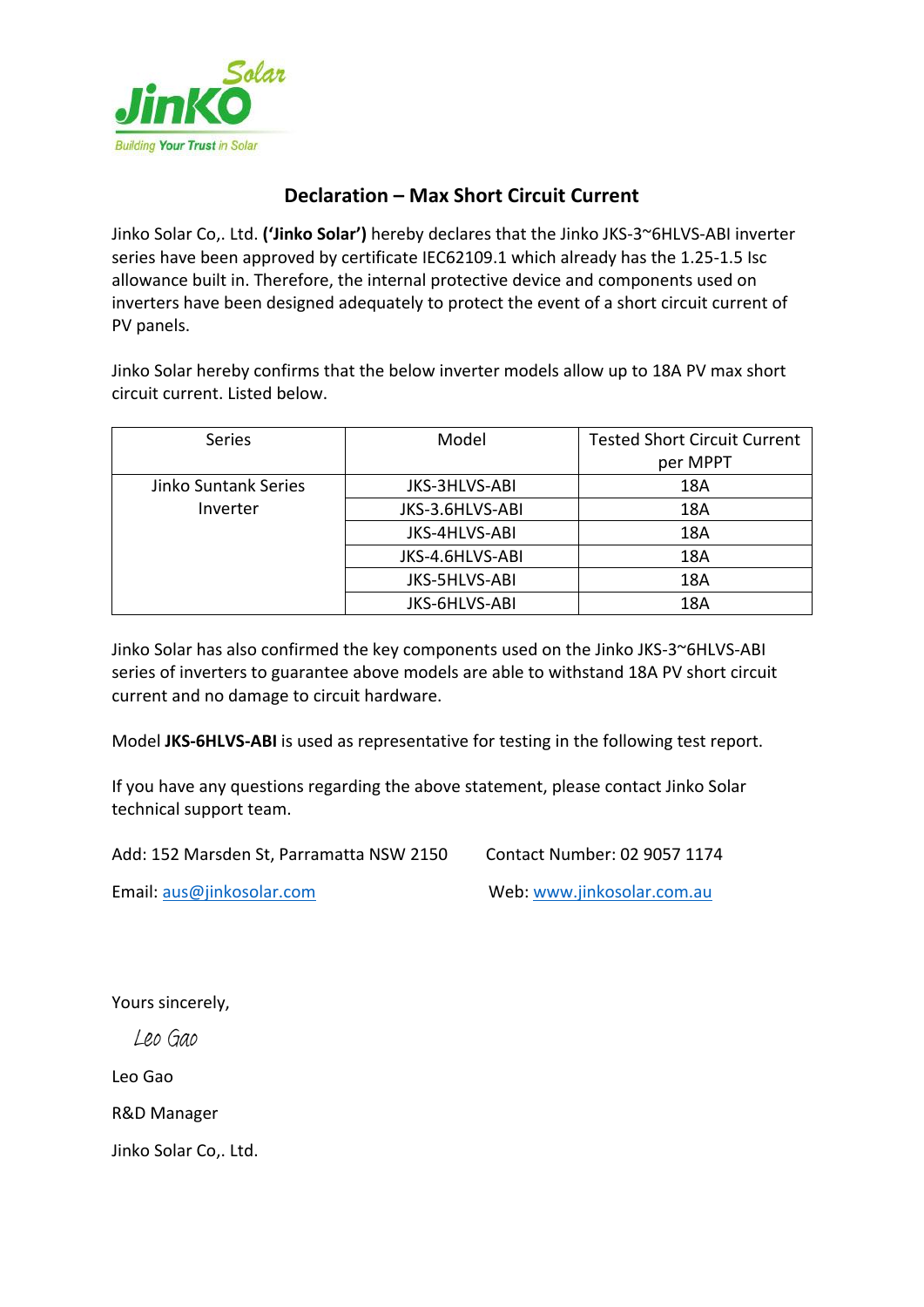## Declaration – Max Short Circuit Current

Jinko Solar Co,. Ltd. **('Jinko Solar')** hereby declares that the Jinko JKS-3~6HLVS-ABI inverter series have been approved by certificate IEC62109.1 which already has the 1.25-1.5 Isc allowance built in. Therefore, the internal protective device and components used on inverters have been designed adequately to protect the event of a short circuit current of PV panels.

Jinko Solar hereby confirms that the below inverter models allow up to 18A PV max short circuit current. Listed below.

| Series | Model | Tested Short Circuit Current per MPPT |
|---|---|---|
| Jinko Suntank Series Inverter | JKS-3HLVS-ABI | 18A |
| | JKS-3.6HLVS-ABI | 18A |
| | JKS-4HLVS-ABI | 18A |
| | JKS-4.6HLVS-ABI | 18A |
| | JKS-5HLVS-ABI | 18A |
| | JKS-6HLVS-ABI | 18A |

Jinko Solar has also confirmed the key components used on the Jinko JKS-3~6HLVS-ABI series of inverters to guarantee above models are able to withstand 18A PV short circuit current and no damage to circuit hardware.

Model **JKS-6HLVS-ABI** is used as representative for testing in the following test report.

If you have any questions regarding the above statement, please contact Jinko Solar technical support team.

Add: 152 Marsden St, Parramatta NSW 2150 Contact Number: 02 9057 1174

Email: aus@jinkosolar.com Web: www.jinkosolar.com.au

Yours sincerely,

Leo Gao

Leo Gao

R&D Manager

Jinko Solar Co,. Ltd.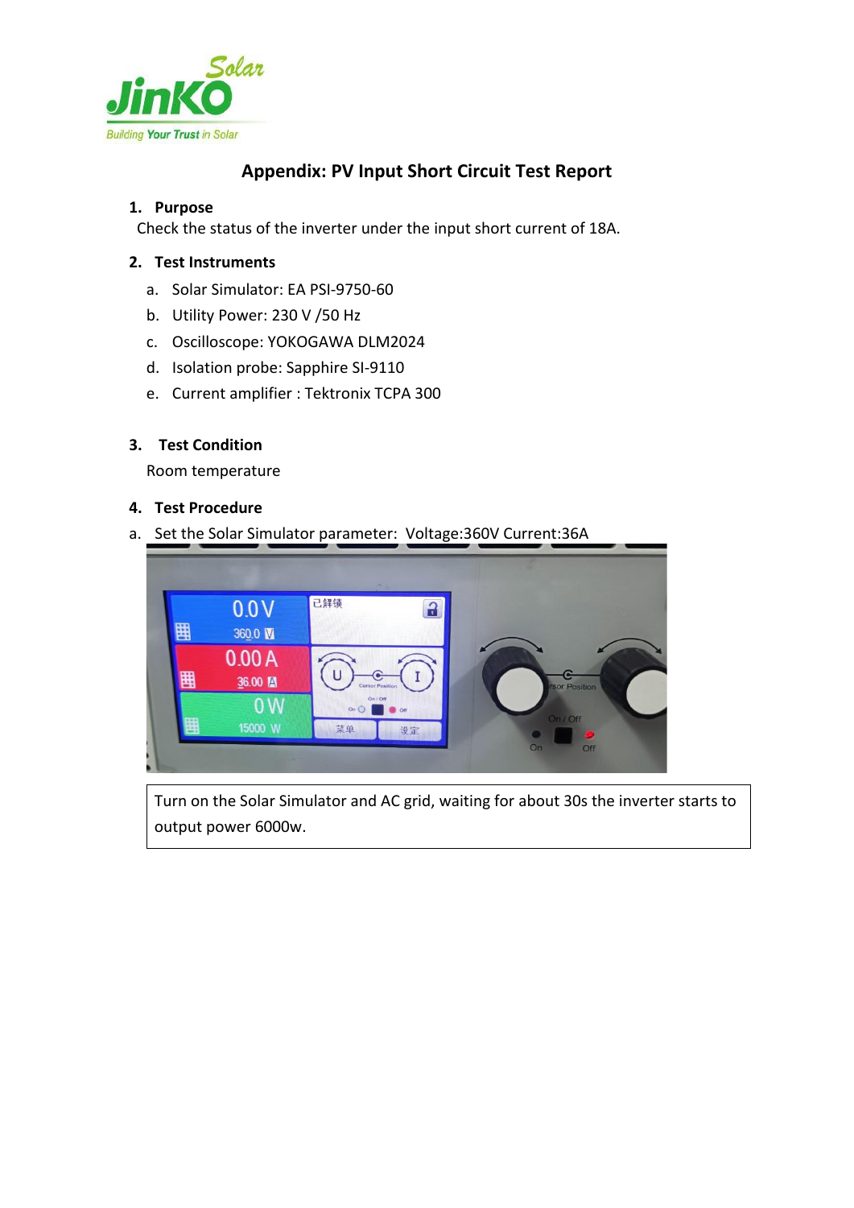# Appendix: PV Input Short Circuit Test Report

## 1. Purpose

Check the status of the inverter under the input short current of 18A.

## 2. Test Instruments

a. Solar Simulator: EA PSI-9750-60
b. Utility Power: 230 V /50 Hz
c. Oscilloscope: YOKOGAWA DLM2024
d. Isolation probe: Sapphire SI-9110
e. Current amplifier : Tektronix TCPA 300

## 3. Test Condition

Room temperature

## 4. Test Procedure

a. Set the Solar Simulator parameter: Voltage:360V Current:36A

| Turn on the Solar Simulator and AC grid, waiting for about 30s the inverter starts to output power 6000w. |
|---|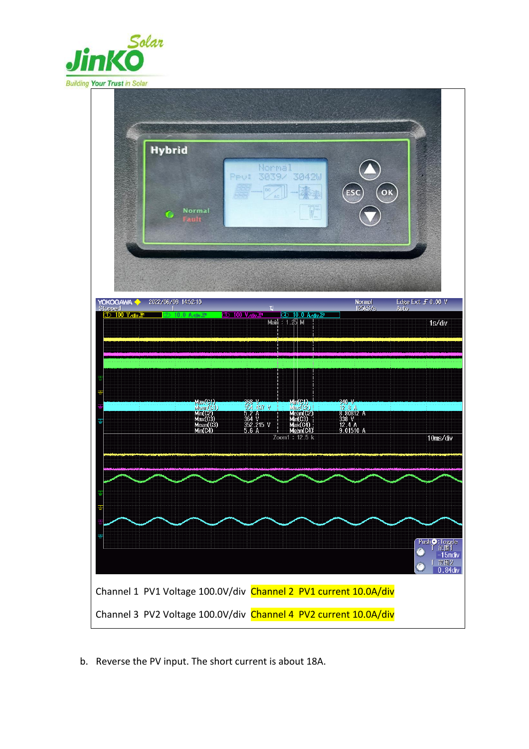Channel 1 PV1 Voltage 100.0V/div Channel 2 PV1 current 10.0A/div

Channel 3 PV2 Voltage 100.0V/div Channel 4 PV2 current 10.0A/div

b. Reverse the PV input. The short current is about 18A.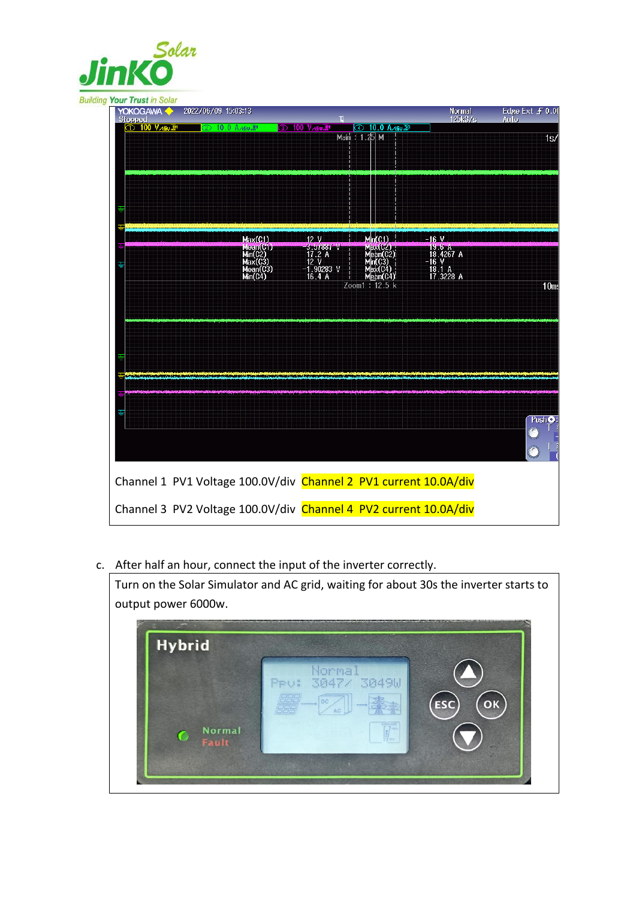Channel 1 PV1 Voltage 100.0V/div Channel 2 PV1 current 10.0A/div

Channel 3 PV2 Voltage 100.0V/div Channel 4 PV2 current 10.0A/div

c. After half an hour, connect the input of the inverter correctly.

Turn on the Solar Simulator and AC grid, waiting for about 30s the inverter starts to output power 6000w.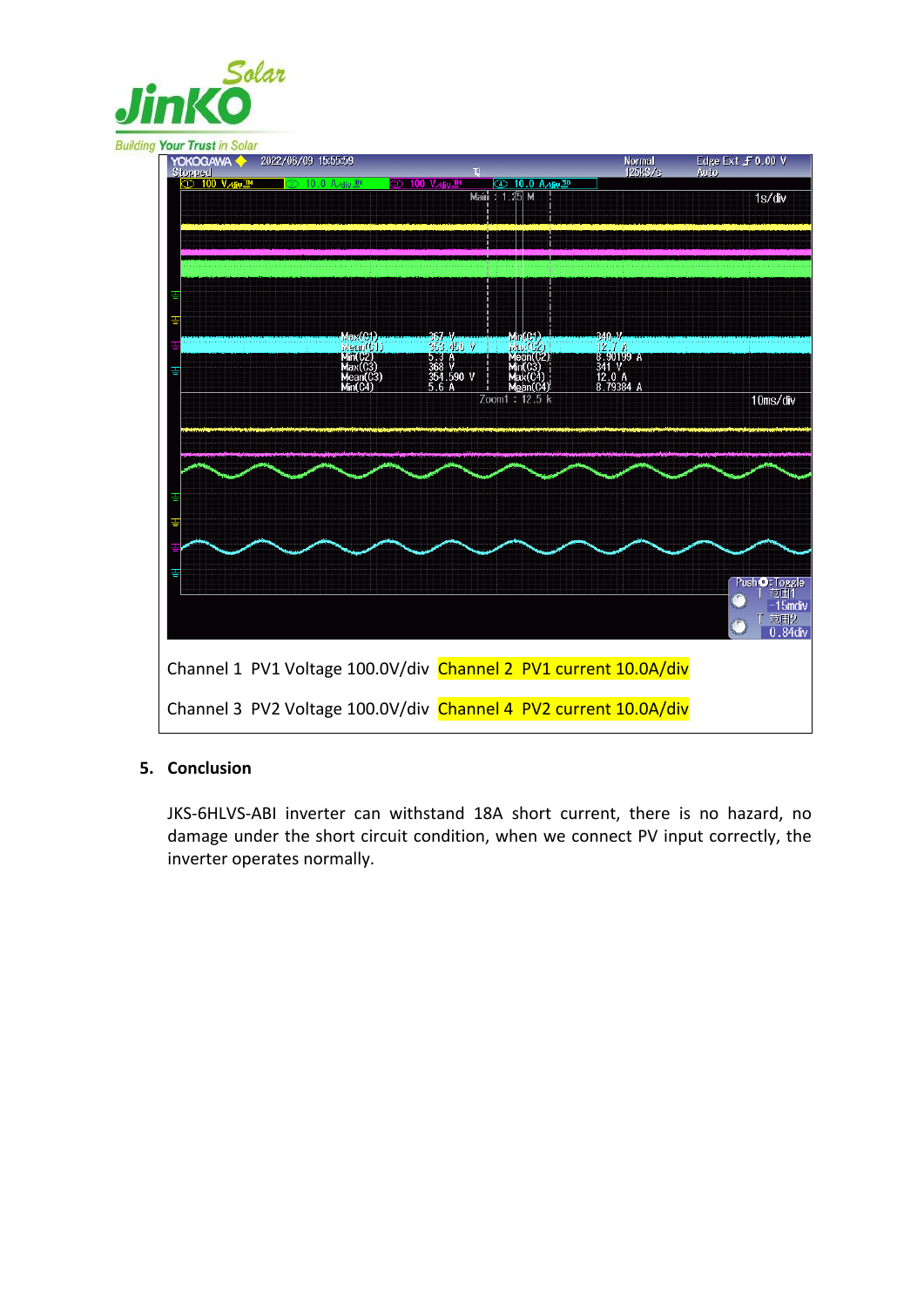YOKOGAWA 2022/06/09 15:55:59
Stopped
Normal 125kS/s
Edge Ext 0.00 V Auto

100 V/div
10.0 A/div
100 V/div
10.0 A/div

Main : 1.25 M
1s/div

Max(C1) 367 V
Mean(C1) 353.450 V
Min(C2) 5.3 A
Max(C3) 368 V
Mean(C3) 354.590 V
Min(C4) 5.6 A
Min(C1) 340 V
Max(C2) 12.7 A
Mean(C2) 8.90199 A
Min(C3) 341 V
Max(C4) 12.0 A
Mean(C4) 8.79384 A

Zoom1 : 12.5 k
10ms/div

Push : Toggle
-15mdiv
0.84div

Channel 1 PV1 Voltage 100.0V/div Channel 2 PV1 current 10.0A/div

Channel 3 PV2 Voltage 100.0V/div Channel 4 PV2 current 10.0A/div

## 5. Conclusion

JKS-6HLVS-ABI inverter can withstand 18A short current, there is no hazard, no damage under the short circuit condition, when we connect PV input correctly, the inverter operates normally.